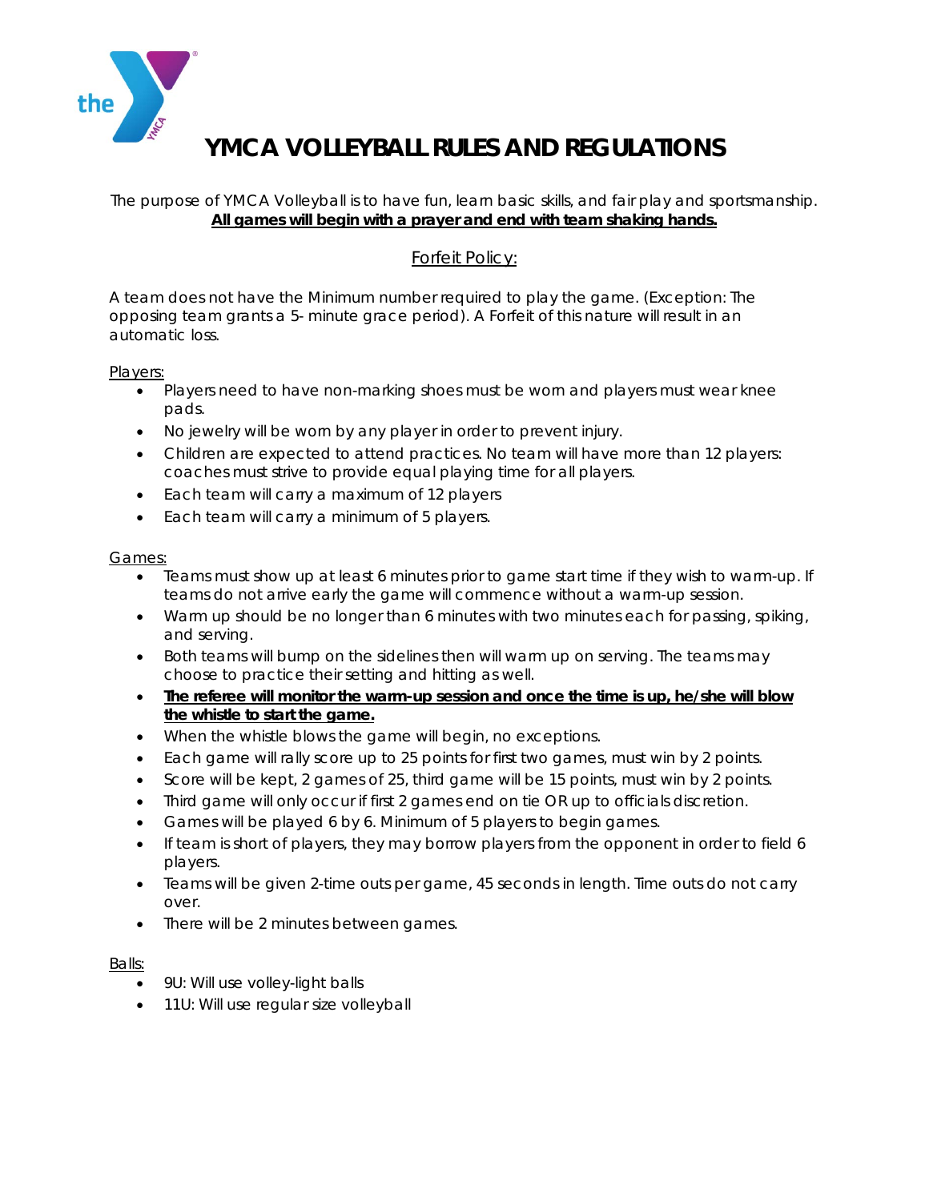# YMCA VOLLEYBALL RULES AND REGULATIONS

The purpose of YMCA Volleyball is to have fun, learn basic skills, and fair play and sportsmanship.
**All games will begin with a prayer and end with team shaking hands.**

## Forfeit Policy:

A team does not have the Minimum number required to play the game. (Exception: The opposing team grants a 5- minute grace period). A Forfeit of this nature will result in an automatic loss.

Players:

- Players need to have non-marking shoes must be worn and players must wear knee pads.
- No jewelry will be worn by any player in order to prevent injury.
- Children are expected to attend practices. No team will have more than 12 players: coaches must strive to provide equal playing time for all players.
- Each team will carry a maximum of 12 players
- Each team will carry a minimum of 5 players.

Games:

- Teams must show up at least 6 minutes prior to game start time if they wish to warm-up. If teams do not arrive early the game will commence without a warm-up session.
- Warm up should be no longer than 6 minutes with two minutes each for passing, spiking, and serving.
- Both teams will bump on the sidelines then will warm up on serving. The teams may choose to practice their setting and hitting as well.
- **The referee will monitor the warm-up session and once the time is up, he/she will blow the whistle to start the game.**
- When the whistle blows the game will begin, no exceptions.
- Each game will rally score up to 25 points for first two games, must win by 2 points.
- Score will be kept, 2 games of 25, third game will be 15 points, must win by 2 points.
- Third game will only occur if first 2 games end on tie OR up to officials discretion.
- Games will be played 6 by 6. Minimum of 5 players to begin games.
- If team is short of players, they may borrow players from the opponent in order to field 6 players.
- Teams will be given 2-time outs per game, 45 seconds in length. Time outs do not carry over.
- There will be 2 minutes between games.

Balls:

- 9U: Will use volley-light balls
- 11U: Will use regular size volleyball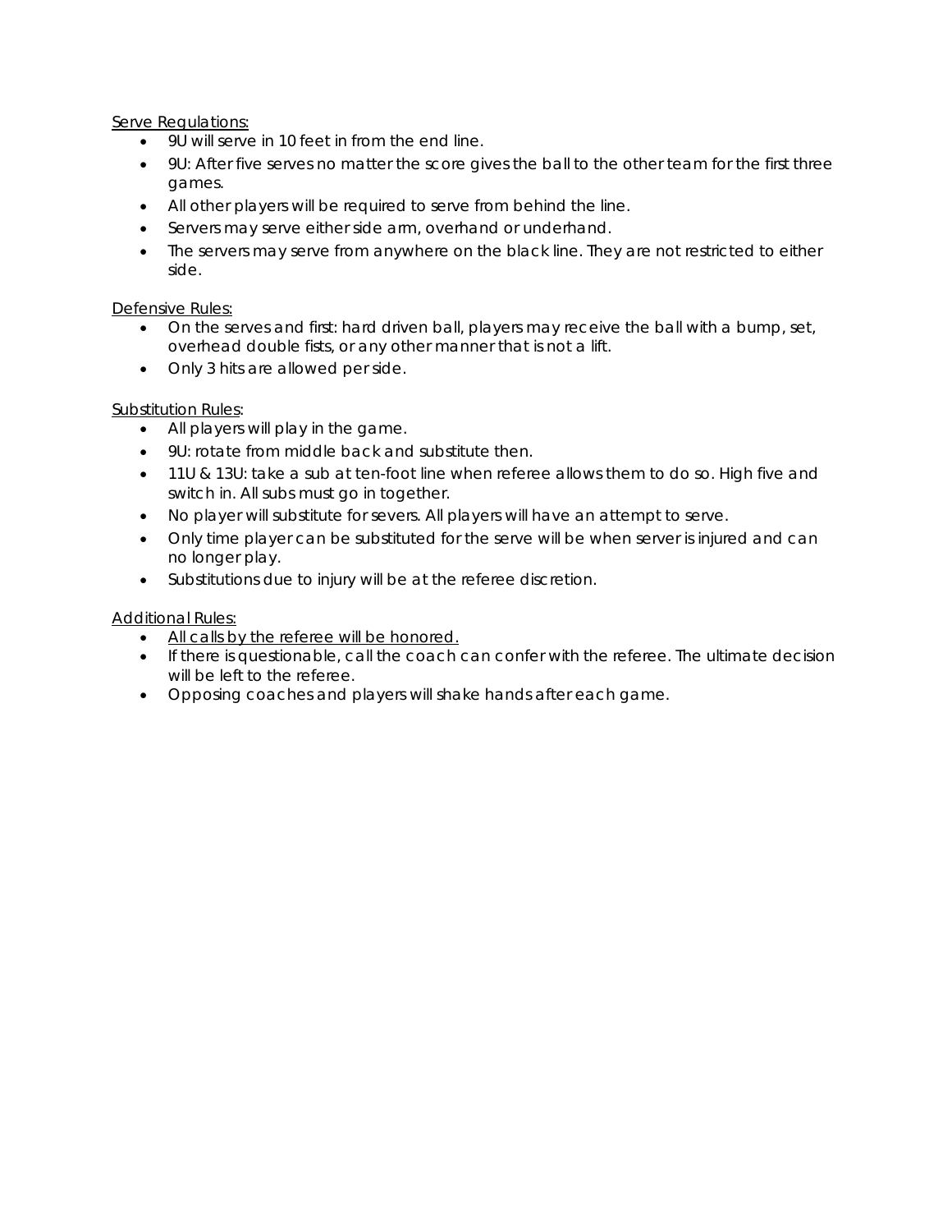Serve Regulations:

- 9U will serve in 10 feet in from the end line.
- 9U: After five serves no matter the score gives the ball to the other team for the first three games.
- All other players will be required to serve from behind the line.
- Servers may serve either side arm, overhand or underhand.
- The servers may serve from anywhere on the black line. They are not restricted to either side.

Defensive Rules:

- On the serves and first: hard driven ball, players may receive the ball with a bump, set, overhead double fists, or any other manner that is not a lift.
- Only 3 hits are allowed per side.

Substitution Rules:

- All players will play in the game.
- 9U: rotate from middle back and substitute then.
- 11U & 13U: take a sub at ten-foot line when referee allows them to do so. High five and switch in. All subs must go in together.
- No player will substitute for severs. All players will have an attempt to serve.
- Only time player can be substituted for the serve will be when server is injured and can no longer play.
- Substitutions due to injury will be at the referee discretion.

Additional Rules:

- All calls by the referee will be honored.
- If there is questionable, call the coach can confer with the referee. The ultimate decision will be left to the referee.
- Opposing coaches and players will shake hands after each game.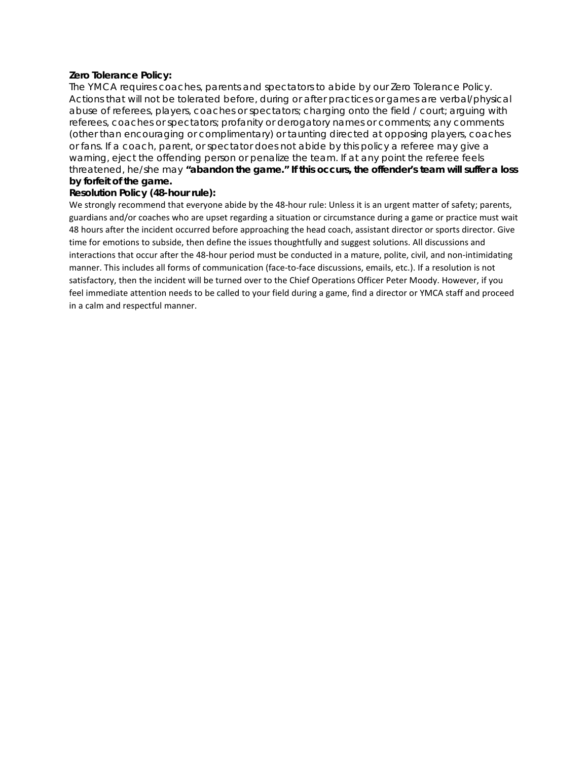**Zero Tolerance Policy:**

The YMCA requires coaches, parents and spectators to abide by our Zero Tolerance Policy. Actions that will not be tolerated before, during or after practices or games are verbal/physical abuse of referees, players, coaches or spectators; charging onto the field / court; arguing with referees, coaches or spectators; profanity or derogatory names or comments; any comments (other than encouraging or complimentary) or taunting directed at opposing players, coaches or fans. If a coach, parent, or spectator does not abide by this policy a referee may give a warning, eject the offending person or penalize the team. If at any point the referee feels threatened, he/she may **"abandon the game." If this occurs, the offender's team will suffer a loss by forfeit of the game.**

**Resolution Policy (48-hour rule):**

We strongly recommend that everyone abide by the 48-hour rule: Unless it is an urgent matter of safety; parents, guardians and/or coaches who are upset regarding a situation or circumstance during a game or practice must wait 48 hours after the incident occurred before approaching the head coach, assistant director or sports director. Give time for emotions to subside, then define the issues thoughtfully and suggest solutions. All discussions and interactions that occur after the 48-hour period must be conducted in a mature, polite, civil, and non-intimidating manner. This includes all forms of communication (face-to-face discussions, emails, etc.). If a resolution is not satisfactory, then the incident will be turned over to the Chief Operations Officer Peter Moody. However, if you feel immediate attention needs to be called to your field during a game, find a director or YMCA staff and proceed in a calm and respectful manner.